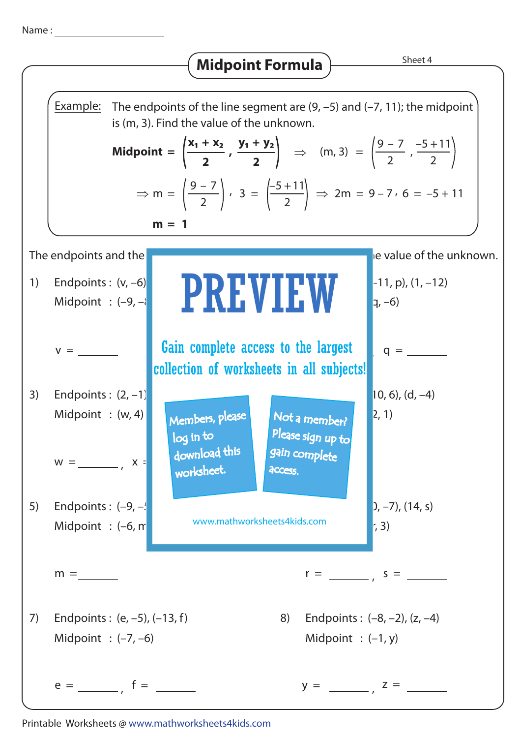Name : ____________________

# Midpoint Formula

Sheet 4

**Example:** The endpoints of the line segment are (9, –5) and (–7, 11); the midpoint is (m, 3). Find the value of the unknown.

$$\textbf{Midpoint} = \left(\frac{x_1 + x_2}{2}, \frac{y_1 + y_2}{2}\right) \Rightarrow (m, 3) = \left(\frac{9-7}{2}, \frac{-5+11}{2}\right)$$

$$\Rightarrow m = \left(\frac{9-7}{2}\right), \; 3 = \left(\frac{-5+11}{2}\right) \Rightarrow 2m = 9 - 7, \; 6 = -5 + 11$$

$$\mathbf{m = 1}$$

The endpoints and the ie value of the unknown.

1) Endpoints : (v, –6)
Midpoint : (–9, –

v = _______

-11, p), (1, –12)
q, –6)

q = _______

3) Endpoints : (2, –1)
Midpoint : (w, 4)

w = _______ , x =

10, 6), (d, –4)
2, 1)

5) Endpoints : (–9, –
Midpoint : (–6, m

m = _______

), –7), (14, s)
, 3)

r = _______ , s = _______

PREVIEW

Gain complete access to the largest collection of worksheets in all subjects!

Members, please log in to download this worksheet.

Not a member? Please sign up to gain complete access.

www.mathworksheets4kids.com

7) Endpoints : (e, –5), (–13, f)
Midpoint : (–7, –6)

e = _______ , f = _______

8) Endpoints : (–8, –2), (z, –4)
Midpoint : (–1, y)

y = _______ , z = _______

Printable Worksheets @ www.mathworksheets4kids.com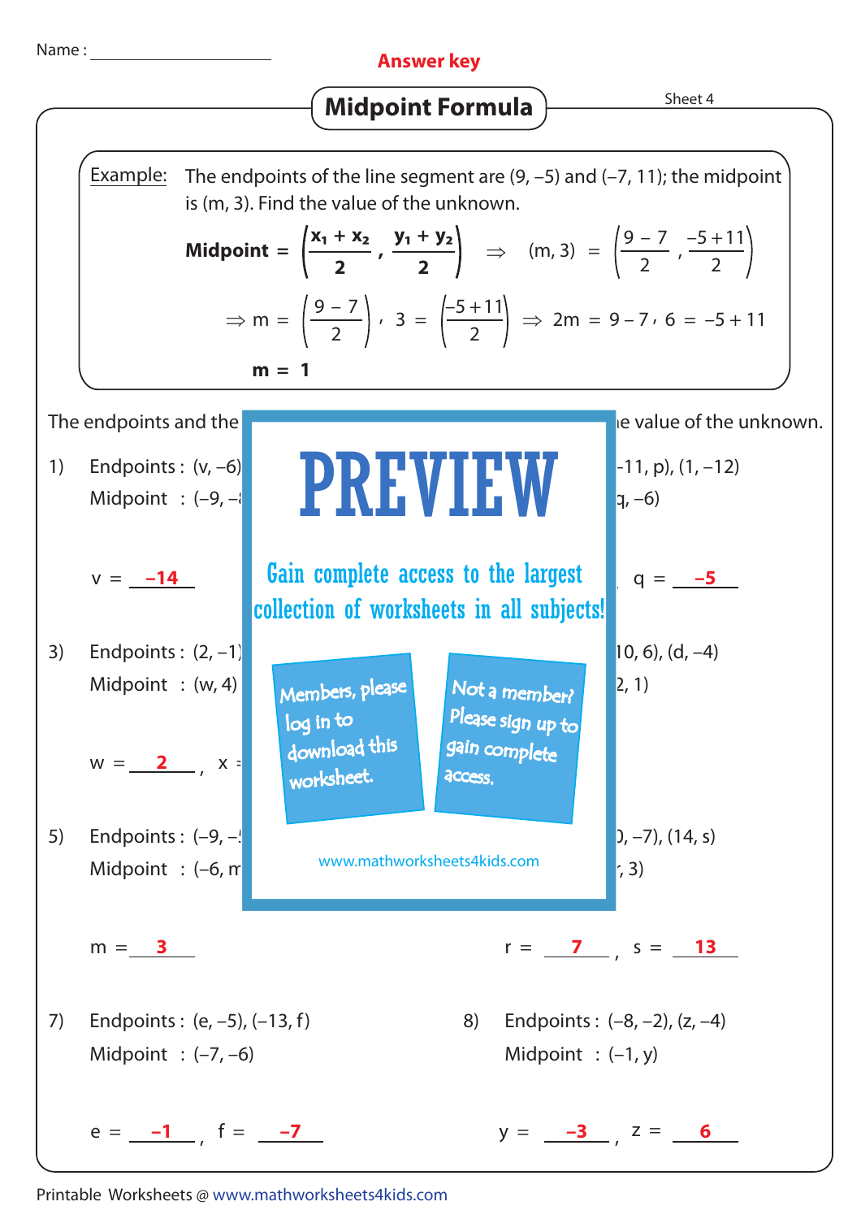Name : ____________________

**Answer key**

# Midpoint Formula

Sheet 4

Example: The endpoints of the line segment are (9, –5) and (–7, 11); the midpoint is (m, 3). Find the value of the unknown.

$$\textbf{Midpoint} = \left(\frac{x_1 + x_2}{2}, \frac{y_1 + y_2}{2}\right) \Rightarrow (m, 3) = \left(\frac{9-7}{2}, \frac{-5+11}{2}\right)$$

$$\Rightarrow m = \left(\frac{9-7}{2}\right), \; 3 = \left(\frac{-5+11}{2}\right) \Rightarrow 2m = 9 - 7, \; 6 = -5 + 11$$

**m = 1**

The endpoints and the ... e value of the unknown.

1) Endpoints : (v, –6) ...
Midpoint : (–9, –...

v = **–14**

... –11, p), (1, –12)
... q, –6)

... q = **–5**

3) Endpoints : (2, –1) ...
Midpoint : (w, 4)

w = **2** , x = ...

... 10, 6), (d, –4)
... 2, 1)

5) Endpoints : (–9, –...
Midpoint : (–6, m...

m = **3**

... 0, –7), (14, s)
... , 3)

r = **7** , s = **13**

7) Endpoints : (e, –5), (–13, f)
Midpoint : (–7, –6)

e = **–1** , f = **–7**

8) Endpoints : (–8, –2), (z, –4)
Midpoint : (–1, y)

y = **–3** , z = **6**

PREVIEW

Gain complete access to the largest collection of worksheets in all subjects!

Members, please log in to download this worksheet.

Not a member? Please sign up to gain complete access.

www.mathworksheets4kids.com

Printable Worksheets @ www.mathworksheets4kids.com